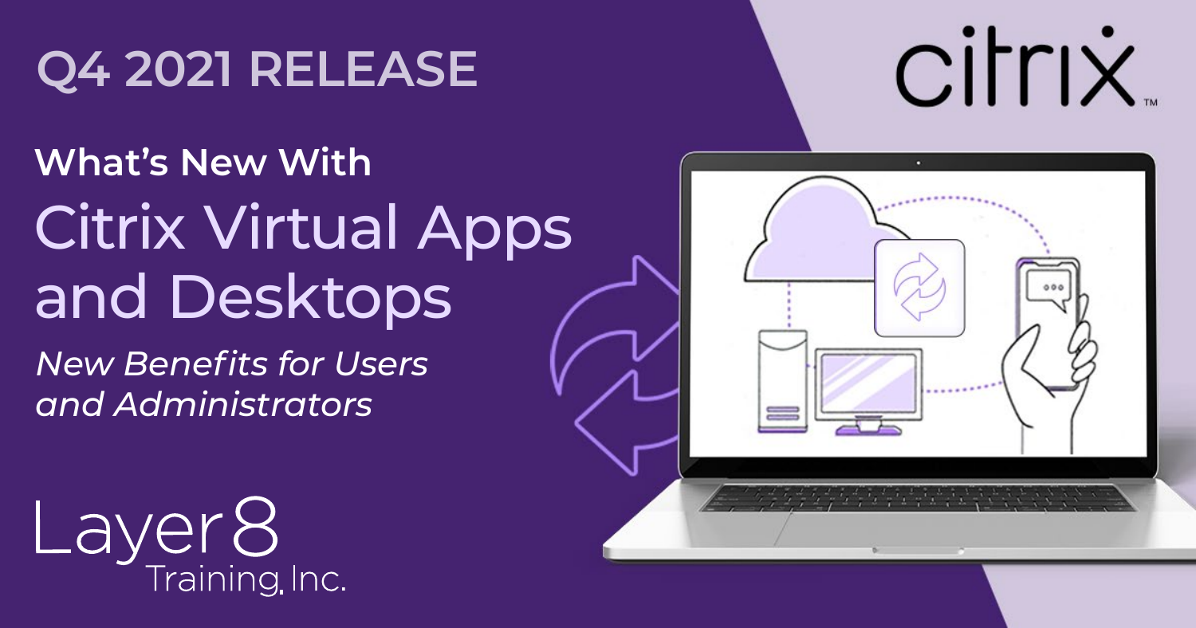# Q4 2021 RELEASE

citrix™

## What's New With

# Citrix Virtual Apps and Desktops

*New Benefits for Users and Administrators*

Layer 8 Training, Inc.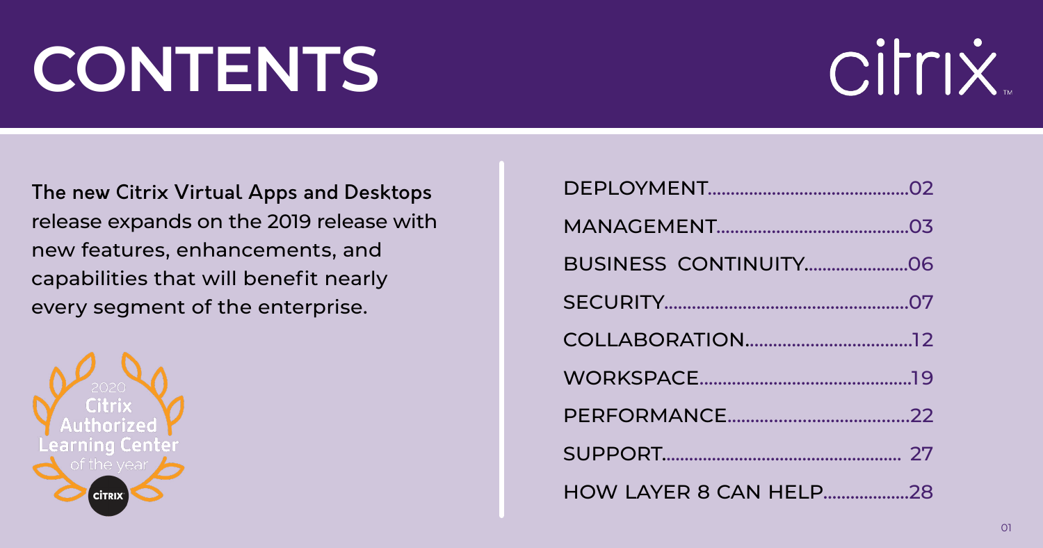# CONTENTS

**The new Citrix Virtual Apps and Desktops** release expands on the 2019 release with new features, enhancements, and capabilities that will benefit nearly every segment of the enterprise.

2020 Citrix Authorized Learning Center of the year

| | |
|---|---|
| DEPLOYMENT | 02 |
| MANAGEMENT | 03 |
| BUSINESS CONTINUITY | 06 |
| SECURITY | 07 |
| COLLABORATION | 12 |
| WORKSPACE | 19 |
| PERFORMANCE | 22 |
| SUPPORT | 27 |
| HOW LAYER 8 CAN HELP | 28 |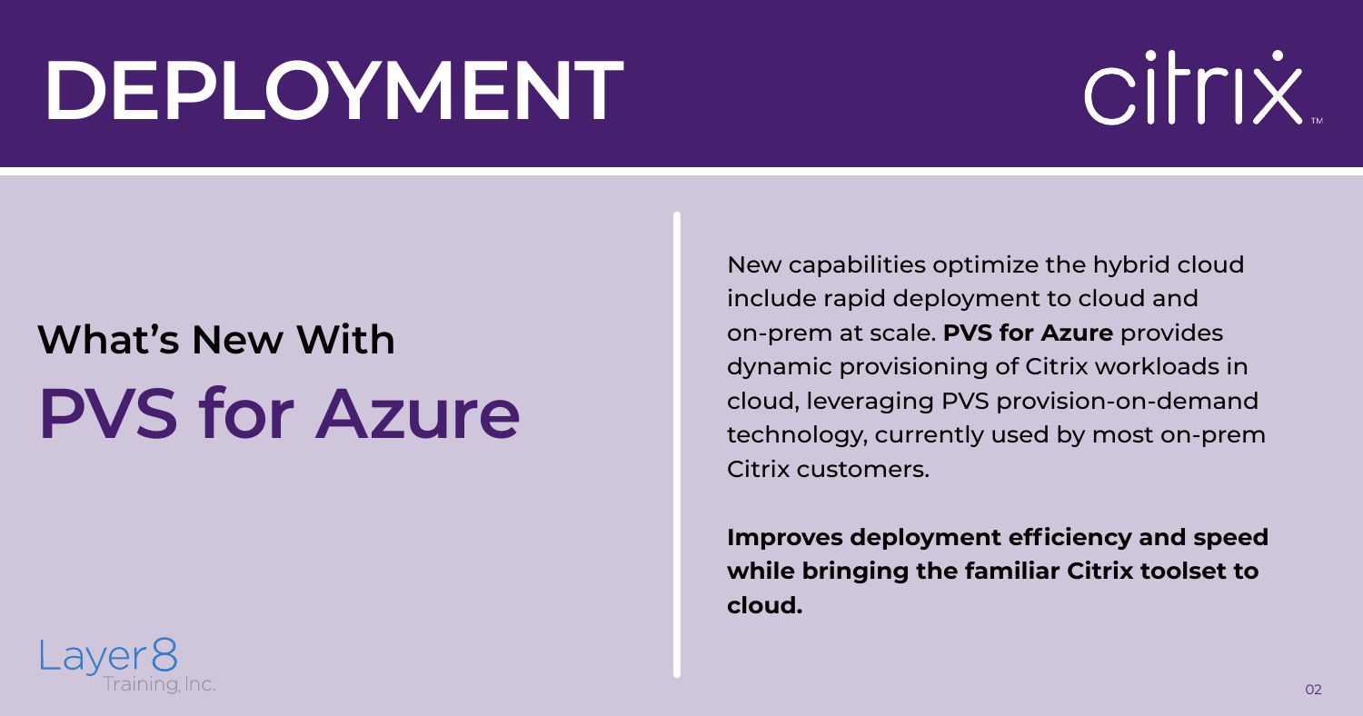# DEPLOYMENT

citrix

## What's New With
## PVS for Azure

New capabilities optimize the hybrid cloud include rapid deployment to cloud and on-prem at scale. **PVS for Azure** provides dynamic provisioning of Citrix workloads in cloud, leveraging PVS provision-on-demand technology, currently used by most on-prem Citrix customers.

**Improves deployment efficiency and speed while bringing the familiar Citrix toolset to cloud.**

Layer8
Training, Inc.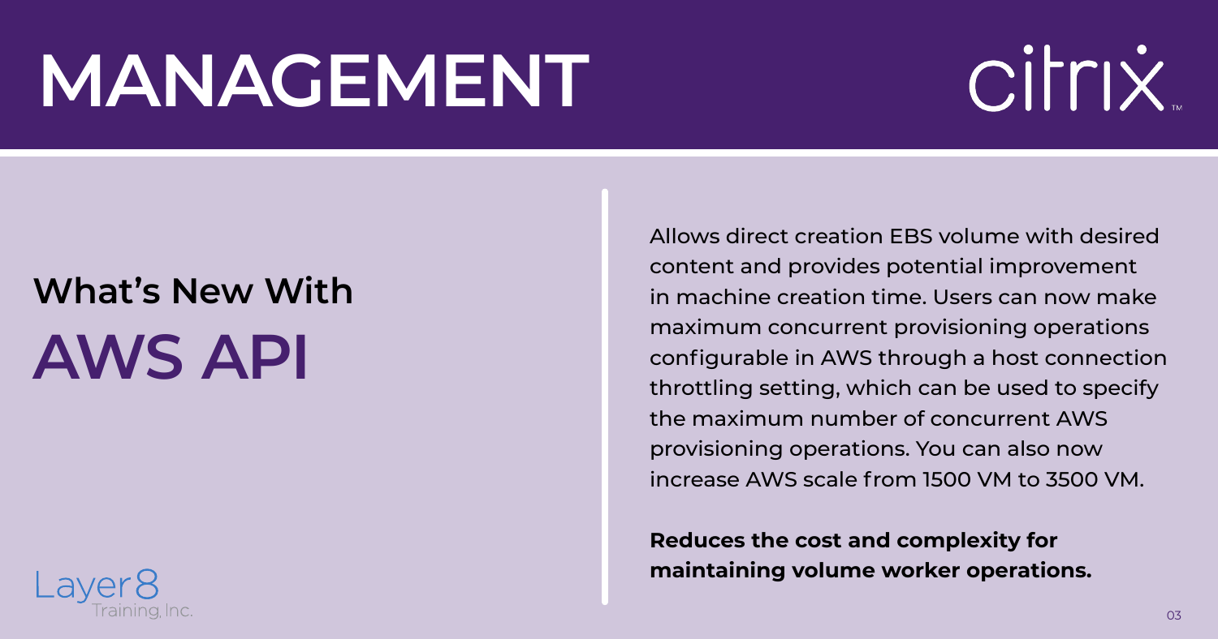# MANAGEMENT

## What's New With AWS API

Allows direct creation EBS volume with desired content and provides potential improvement in machine creation time. Users can now make maximum concurrent provisioning operations configurable in AWS through a host connection throttling setting, which can be used to specify the maximum number of concurrent AWS provisioning operations. You can also now increase AWS scale from 1500 VM to 3500 VM.

**Reduces the cost and complexity for maintaining volume worker operations.**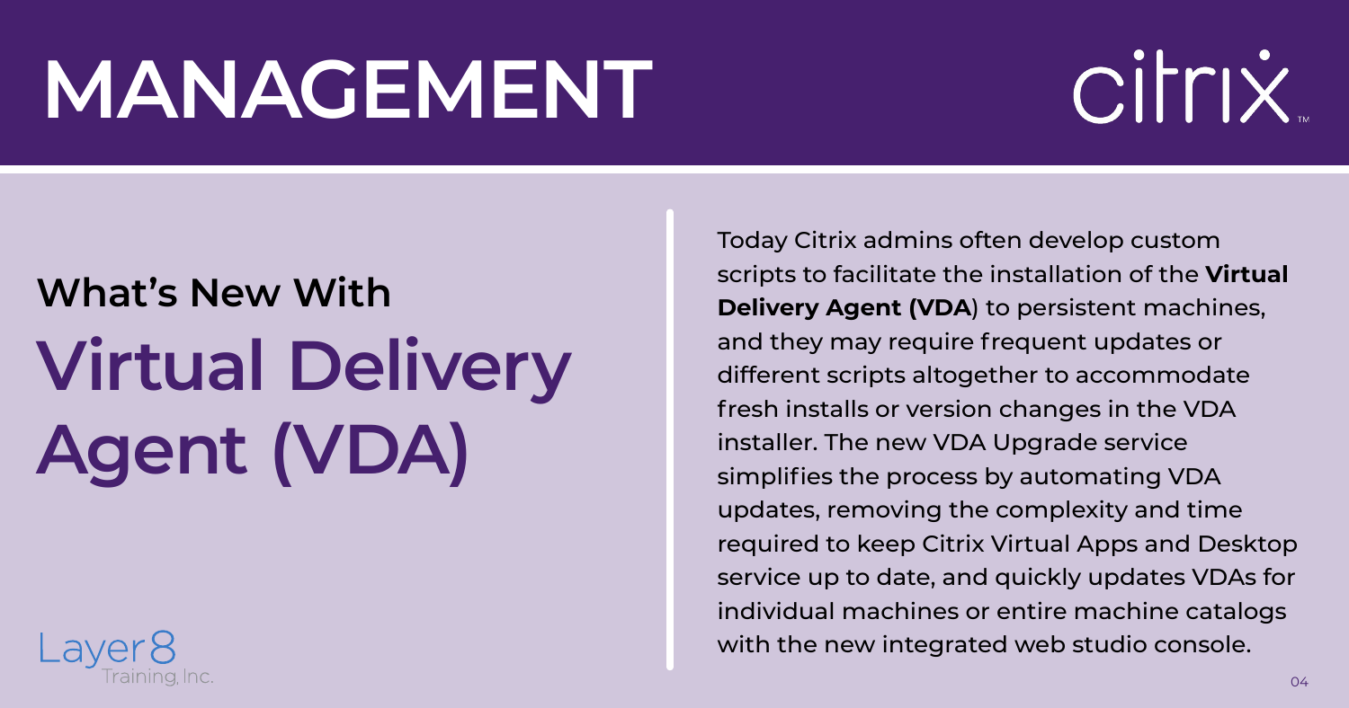# MANAGEMENT

## What's New With Virtual Delivery Agent (VDA)

Today Citrix admins often develop custom scripts to facilitate the installation of the **Virtual Delivery Agent (VDA**) to persistent machines, and they may require frequent updates or different scripts altogether to accommodate fresh installs or version changes in the VDA installer. The new VDA Upgrade service simplifies the process by automating VDA updates, removing the complexity and time required to keep Citrix Virtual Apps and Desktop service up to date, and quickly updates VDAs for individual machines or entire machine catalogs with the new integrated web studio console.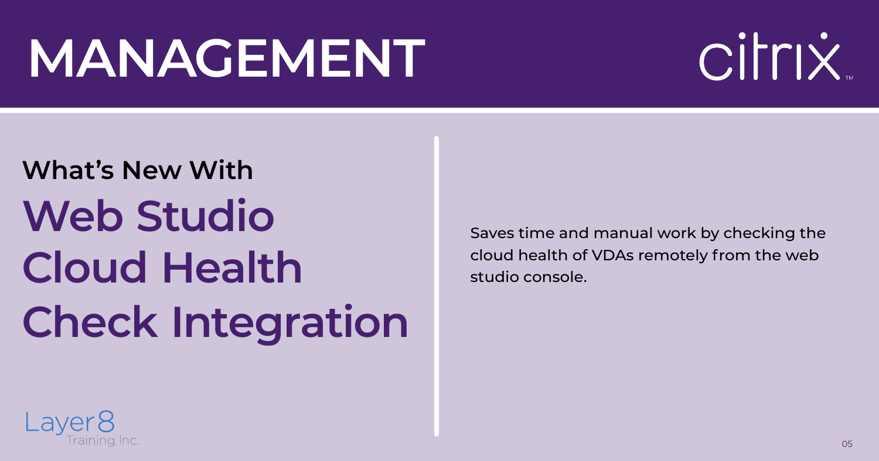# MANAGEMENT

citrix

**What's New With**

## Web Studio Cloud Health Check Integration

Saves time and manual work by checking the cloud health of VDAs remotely from the web studio console.

Layer8 Training, Inc.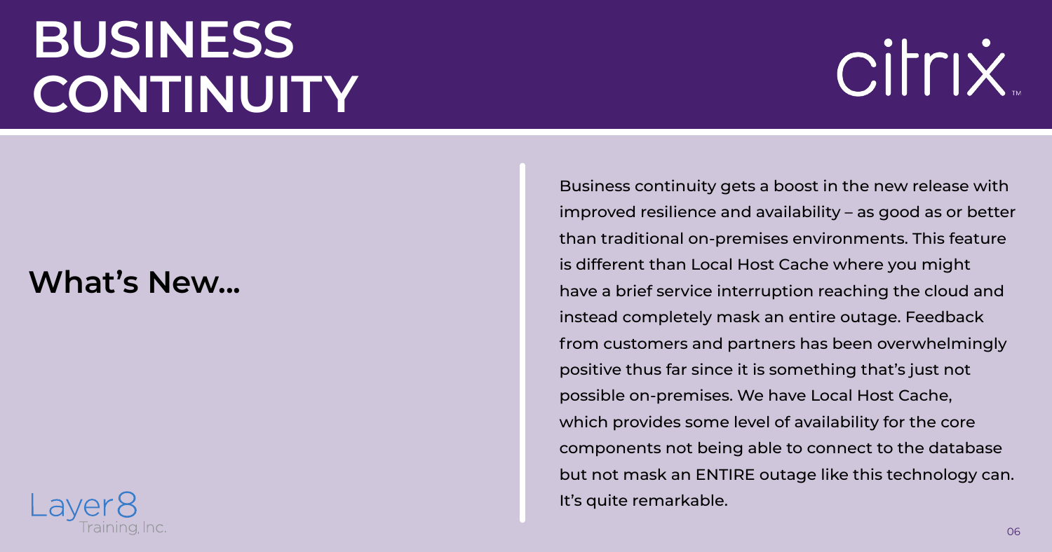# BUSINESS CONTINUITY

## What's New...

Business continuity gets a boost in the new release with improved resilience and availability – as good as or better than traditional on-premises environments. This feature is different than Local Host Cache where you might have a brief service interruption reaching the cloud and instead completely mask an entire outage. Feedback from customers and partners has been overwhelmingly positive thus far since it is something that's just not possible on-premises. We have Local Host Cache, which provides some level of availability for the core components not being able to connect to the database but not mask an ENTIRE outage like this technology can. It's quite remarkable.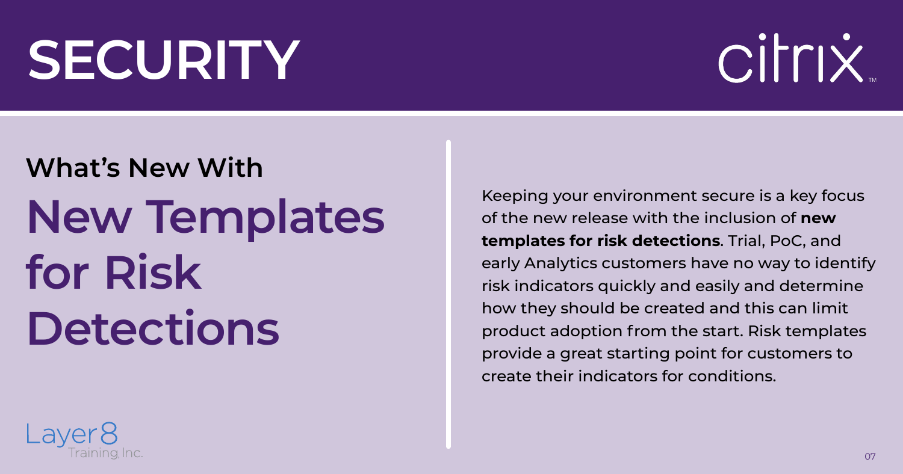# SECURITY

## What's New With

# New Templates for Risk Detections

Keeping your environment secure is a key focus of the new release with the inclusion of **new templates for risk detections**. Trial, PoC, and early Analytics customers have no way to identify risk indicators quickly and easily and determine how they should be created and this can limit product adoption from the start. Risk templates provide a great starting point for customers to create their indicators for conditions.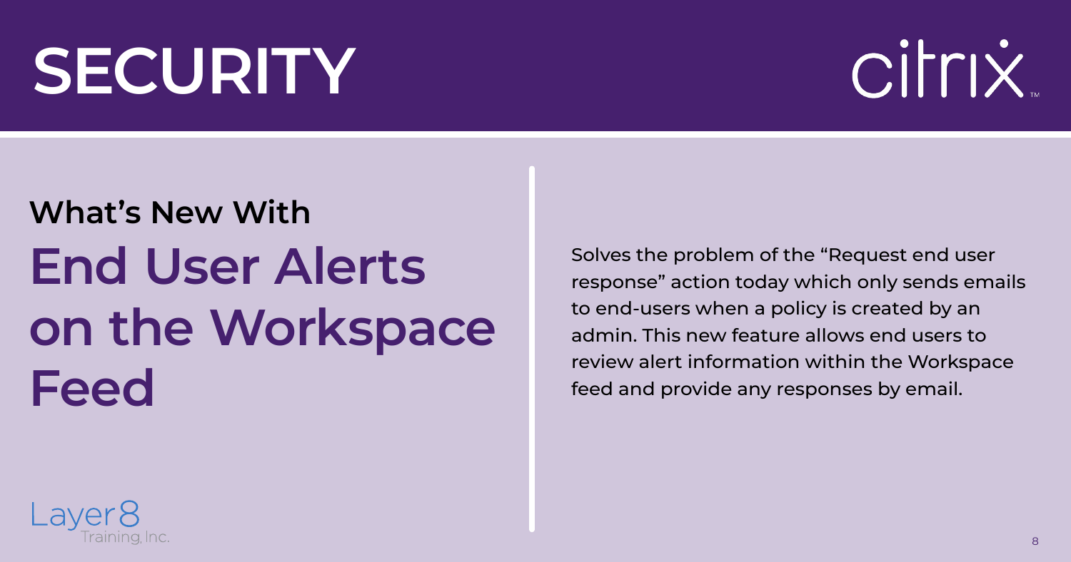# SECURITY

citrix

## What's New With

# End User Alerts on the Workspace Feed

Solves the problem of the "Request end user response" action today which only sends emails to end-users when a policy is created by an admin. This new feature allows end users to review alert information within the Workspace feed and provide any responses by email.

Layer8 Training, Inc.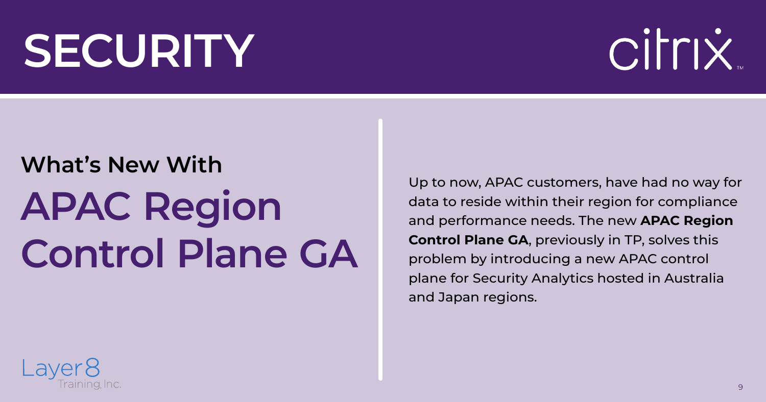# SECURITY

citrix

## What's New With

# APAC Region Control Plane GA

Up to now, APAC customers, have had no way for data to reside within their region for compliance and performance needs. The new **APAC Region Control Plane GA**, previously in TP, solves this problem by introducing a new APAC control plane for Security Analytics hosted in Australia and Japan regions.

Layer8 Training, Inc.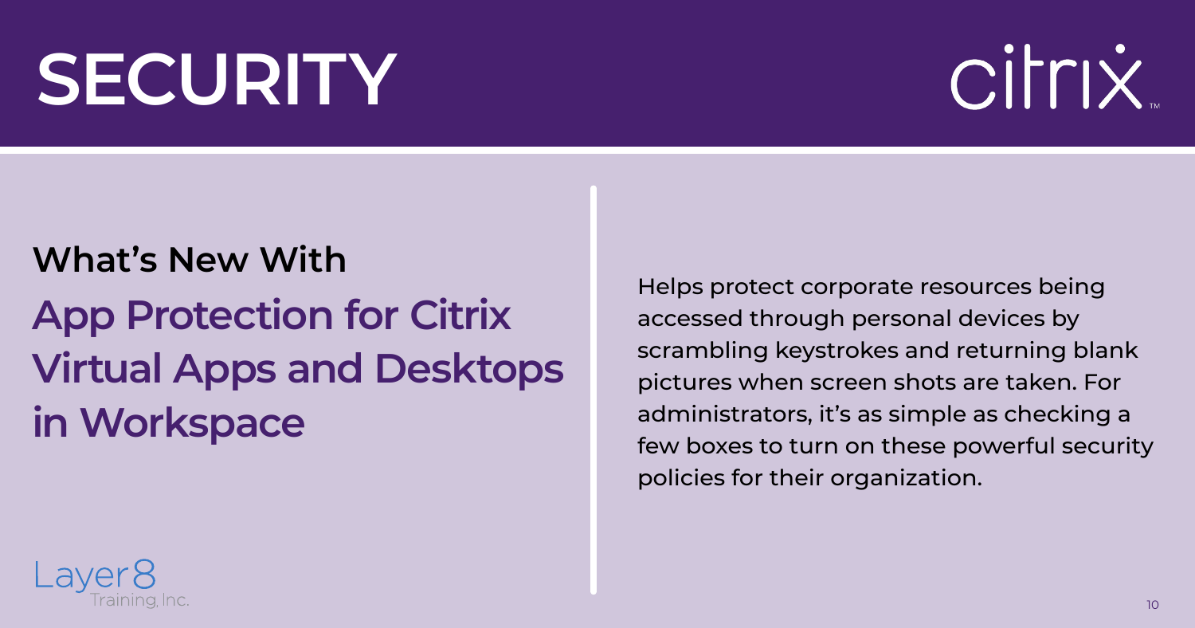# SECURITY

citrix

## What's New With

## App Protection for Citrix Virtual Apps and Desktops in Workspace

Helps protect corporate resources being accessed through personal devices by scrambling keystrokes and returning blank pictures when screen shots are taken. For administrators, it's as simple as checking a few boxes to turn on these powerful security policies for their organization.

Layer8 Training, Inc.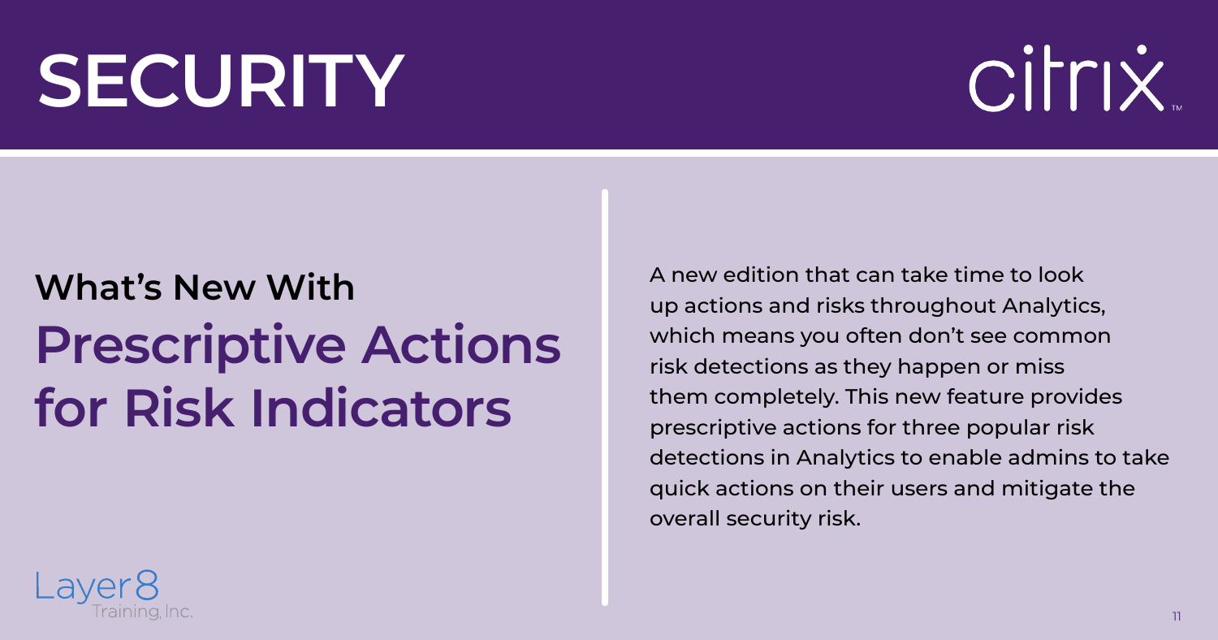# SECURITY

## What's New With Prescriptive Actions for Risk Indicators

A new edition that can take time to look up actions and risks throughout Analytics, which means you often don't see common risk detections as they happen or miss them completely. This new feature provides prescriptive actions for three popular risk detections in Analytics to enable admins to take quick actions on their users and mitigate the overall security risk.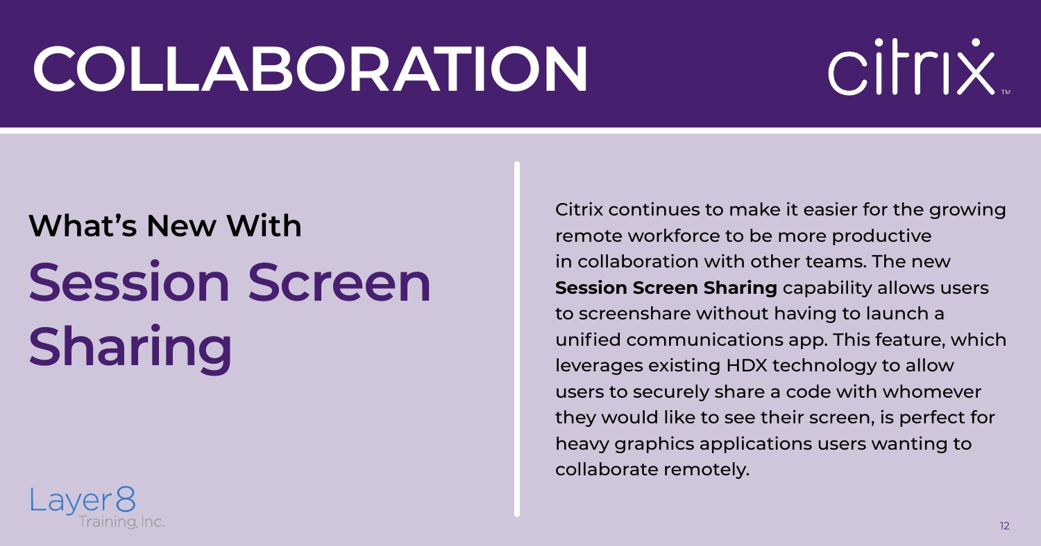# COLLABORATION

citrix

## What's New With

# Session Screen Sharing

Citrix continues to make it easier for the growing remote workforce to be more productive in collaboration with other teams. The new **Session Screen Sharing** capability allows users to screenshare without having to launch a unified communications app. This feature, which leverages existing HDX technology to allow users to securely share a code with whomever they would like to see their screen, is perfect for heavy graphics applications users wanting to collaborate remotely.

Layer8 Training, Inc.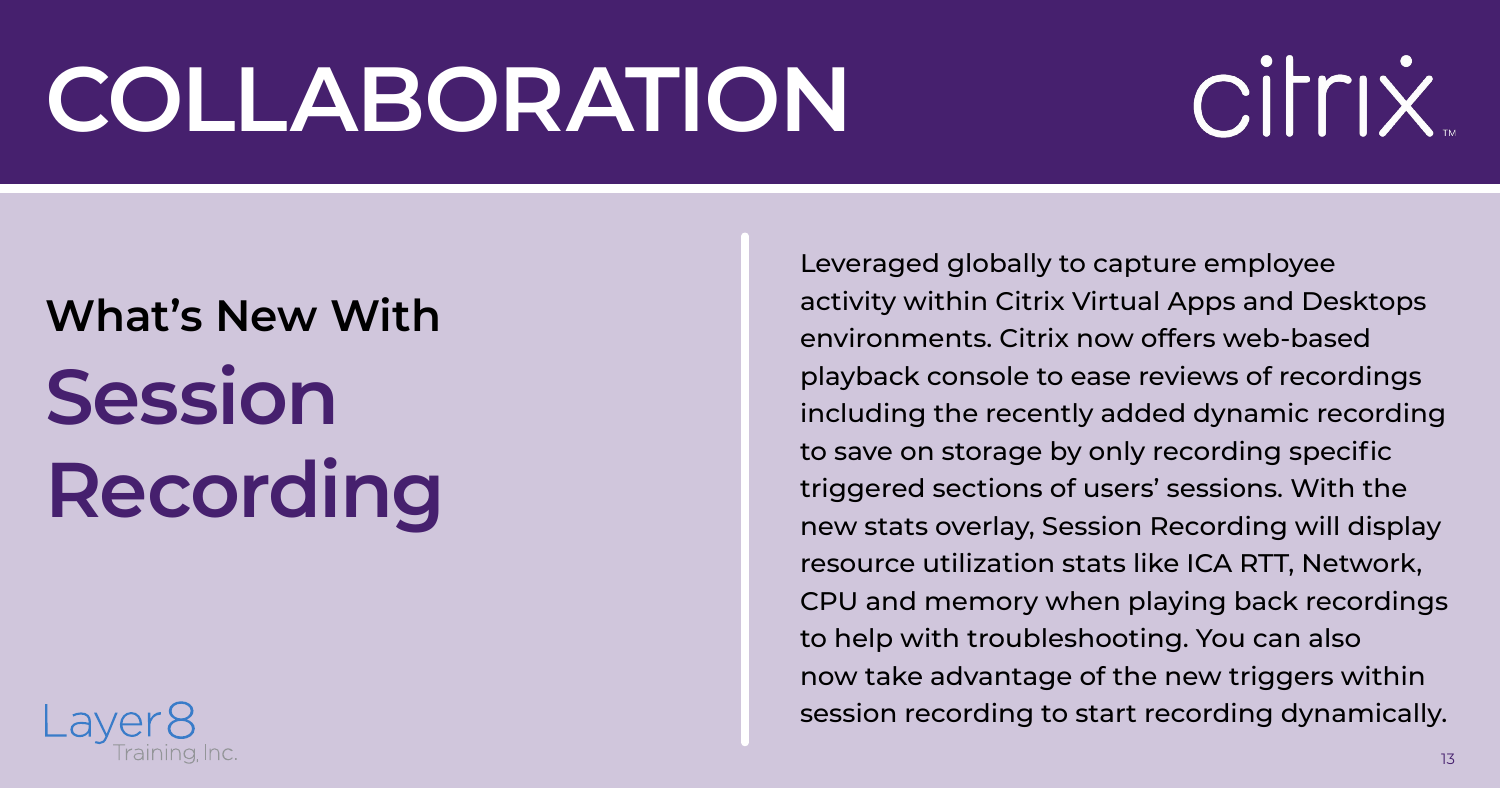# COLLABORATION

## What's New With Session Recording

Leveraged globally to capture employee activity within Citrix Virtual Apps and Desktops environments. Citrix now offers web-based playback console to ease reviews of recordings including the recently added dynamic recording to save on storage by only recording specific triggered sections of users' sessions. With the new stats overlay, Session Recording will display resource utilization stats like ICA RTT, Network, CPU and memory when playing back recordings to help with troubleshooting. You can also now take advantage of the new triggers within session recording to start recording dynamically.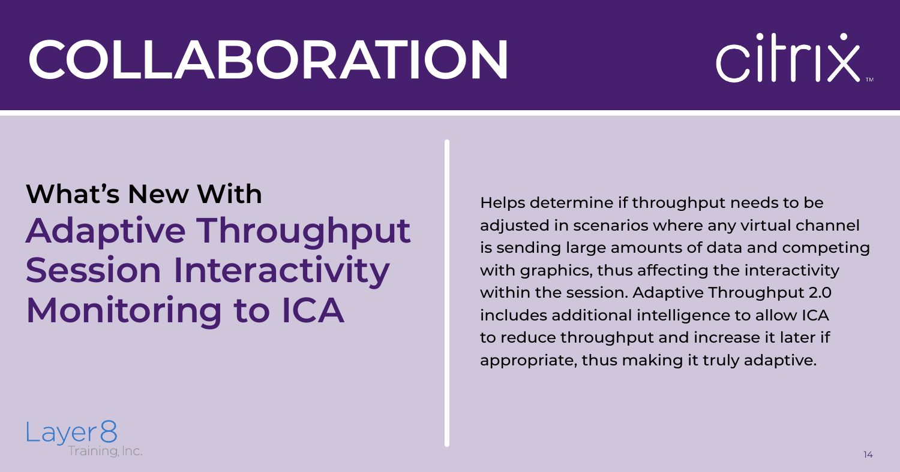# COLLABORATION

citrix

## What's New With Adaptive Throughput Session Interactivity Monitoring to ICA

Helps determine if throughput needs to be adjusted in scenarios where any virtual channel is sending large amounts of data and competing with graphics, thus affecting the interactivity within the session. Adaptive Throughput 2.0 includes additional intelligence to allow ICA to reduce throughput and increase it later if appropriate, thus making it truly adaptive.

Layer8 Training, Inc.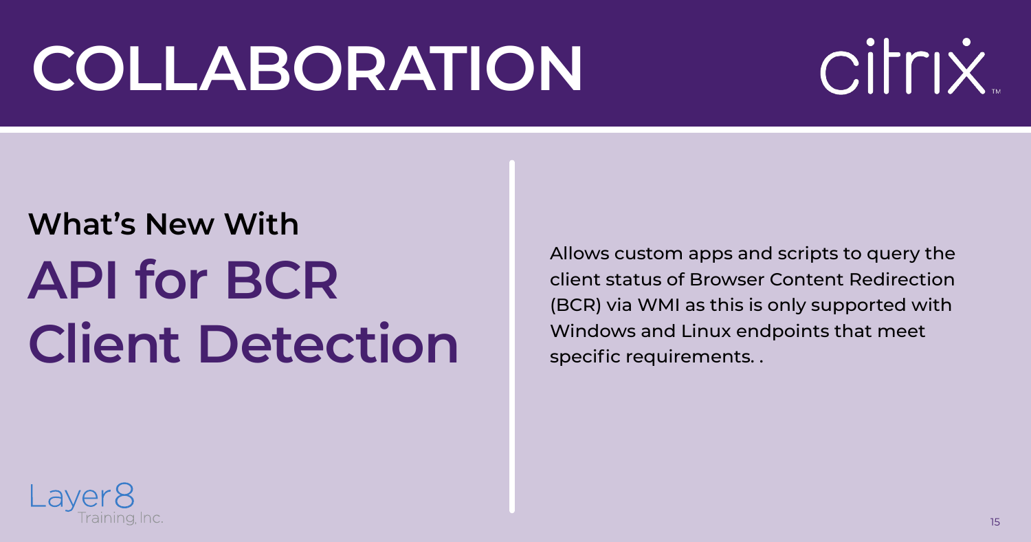# COLLABORATION

citrix

## What's New With

# API for BCR Client Detection

Allows custom apps and scripts to query the client status of Browser Content Redirection (BCR) via WMI as this is only supported with Windows and Linux endpoints that meet specific requirements. .

Layer8
Training, Inc.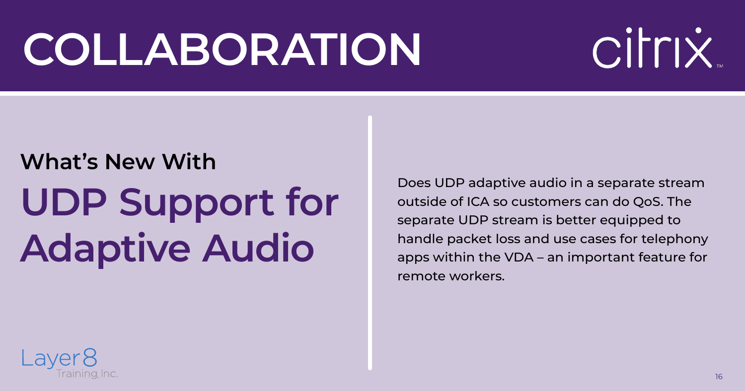# COLLABORATION

citrix

## What's New With

## UDP Support for Adaptive Audio

Does UDP adaptive audio in a separate stream outside of ICA so customers can do QoS. The separate UDP stream is better equipped to handle packet loss and use cases for telephony apps within the VDA – an important feature for remote workers.

Layer8 Training, Inc.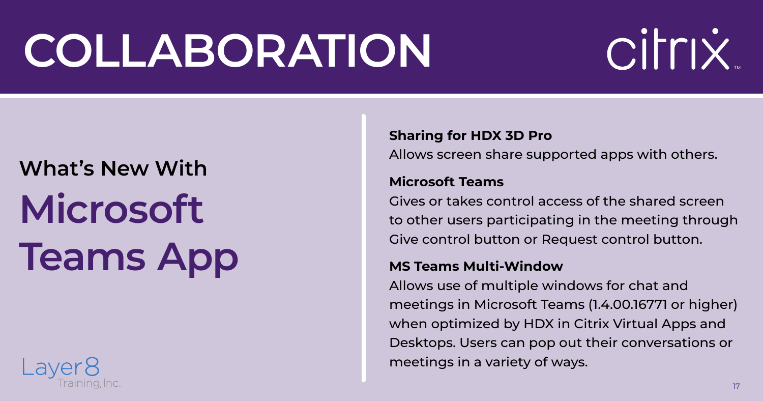# COLLABORATION

citrix

## What's New With Microsoft Teams App

**Sharing for HDX 3D Pro**

Allows screen share supported apps with others.

**Microsoft Teams**

Gives or takes control access of the shared screen to other users participating in the meeting through Give control button or Request control button.

**MS Teams Multi-Window**

Allows use of multiple windows for chat and meetings in Microsoft Teams (1.4.00.16771 or higher) when optimized by HDX in Citrix Virtual Apps and Desktops. Users can pop out their conversations or meetings in a variety of ways.

Layer8 Training, Inc.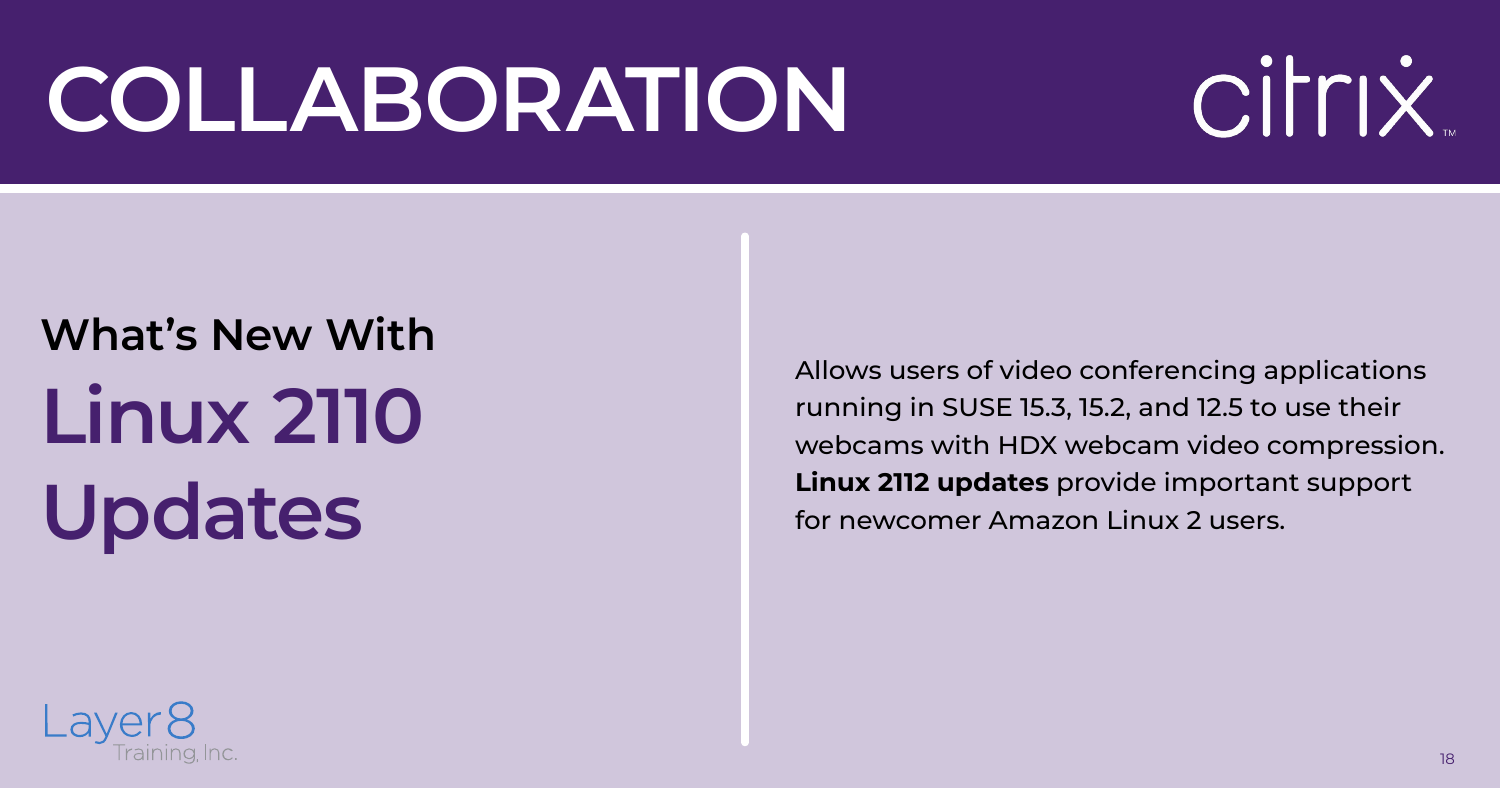# COLLABORATION

citrix

## What's New With Linux 2110 Updates

Allows users of video conferencing applications running in SUSE 15.3, 15.2, and 12.5 to use their webcams with HDX webcam video compression. **Linux 2112 updates** provide important support for newcomer Amazon Linux 2 users.

Layer8 Training, Inc.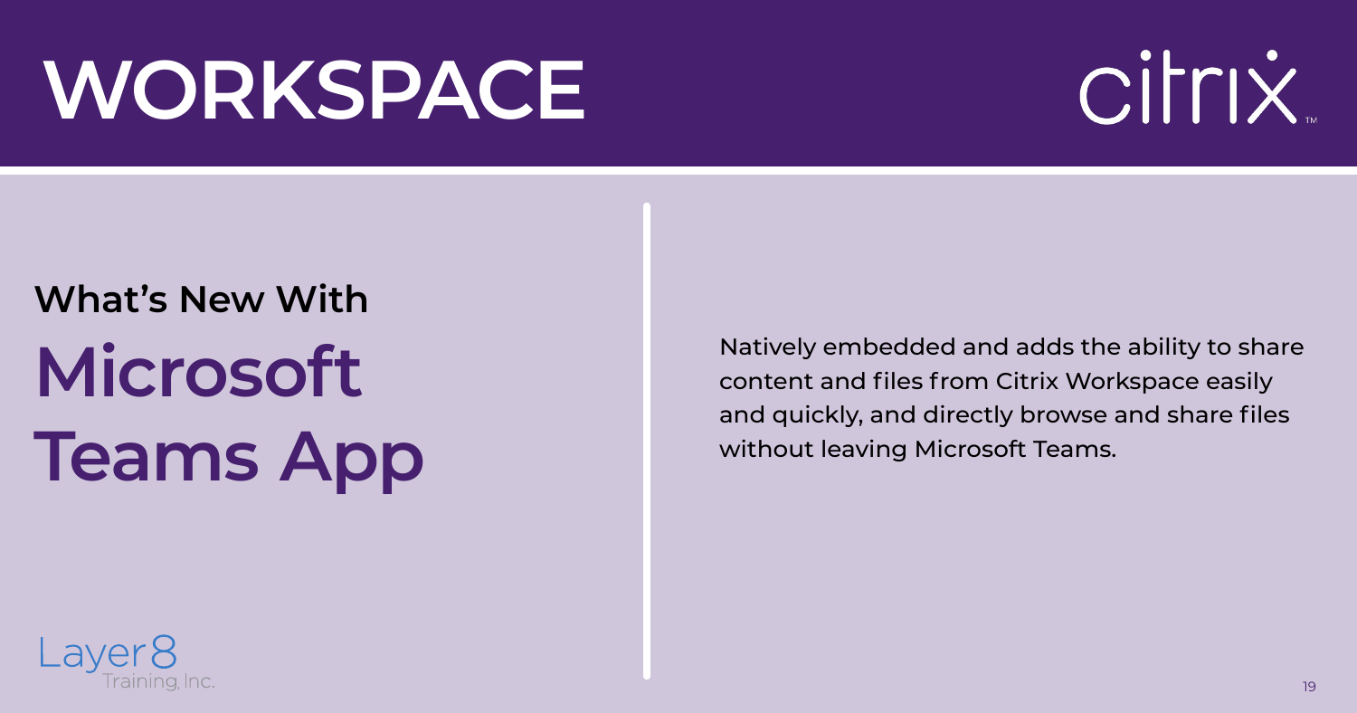# WORKSPACE

citrix

## What's New With

# Microsoft Teams App

Natively embedded and adds the ability to share content and files from Citrix Workspace easily and quickly, and directly browse and share files without leaving Microsoft Teams.

Layer8 Training, Inc.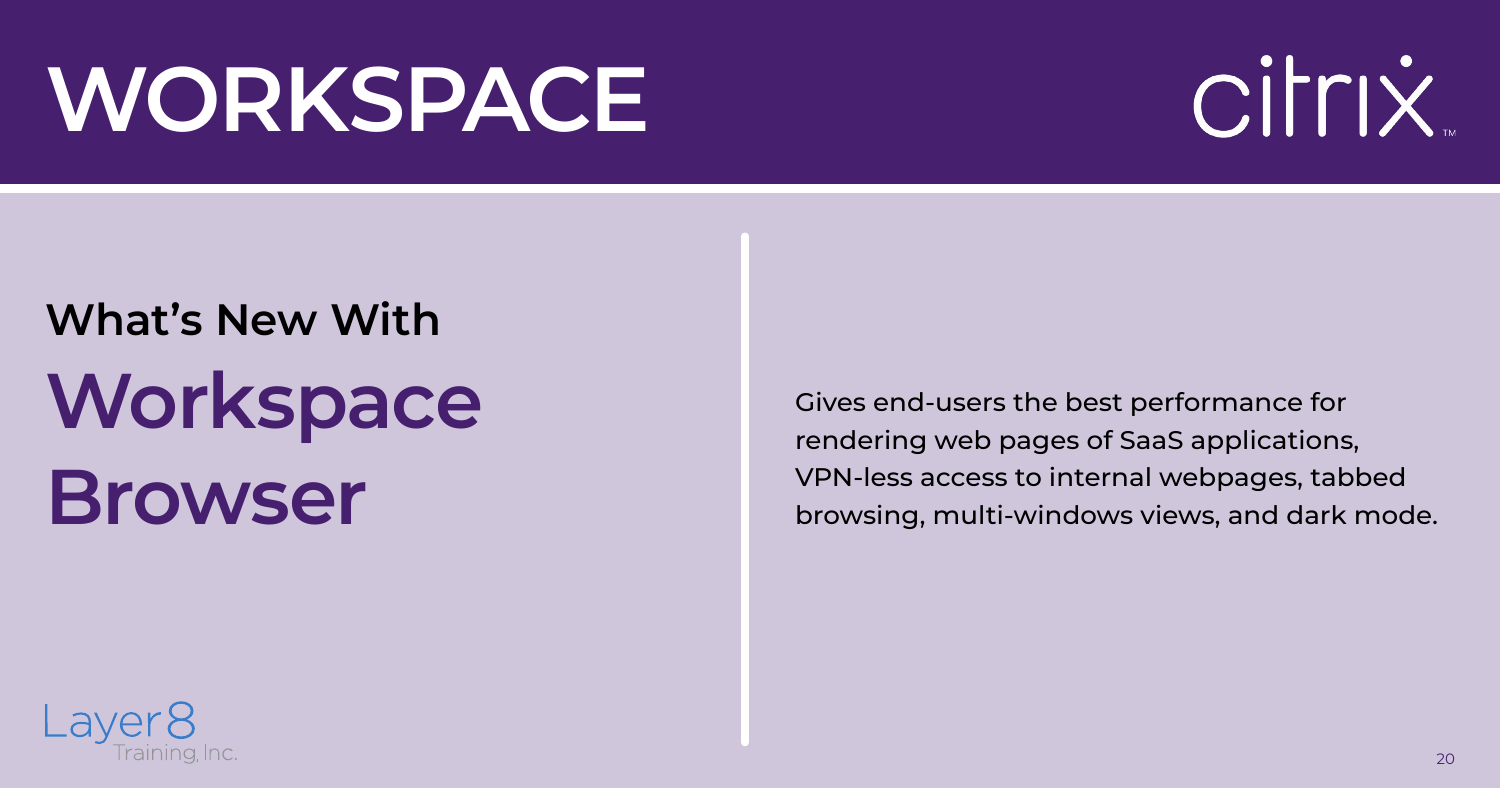# WORKSPACE

citrix

## What's New With

# Workspace Browser

Gives end-users the best performance for rendering web pages of SaaS applications, VPN-less access to internal webpages, tabbed browsing, multi-windows views, and dark mode.

Layer8
Training, Inc.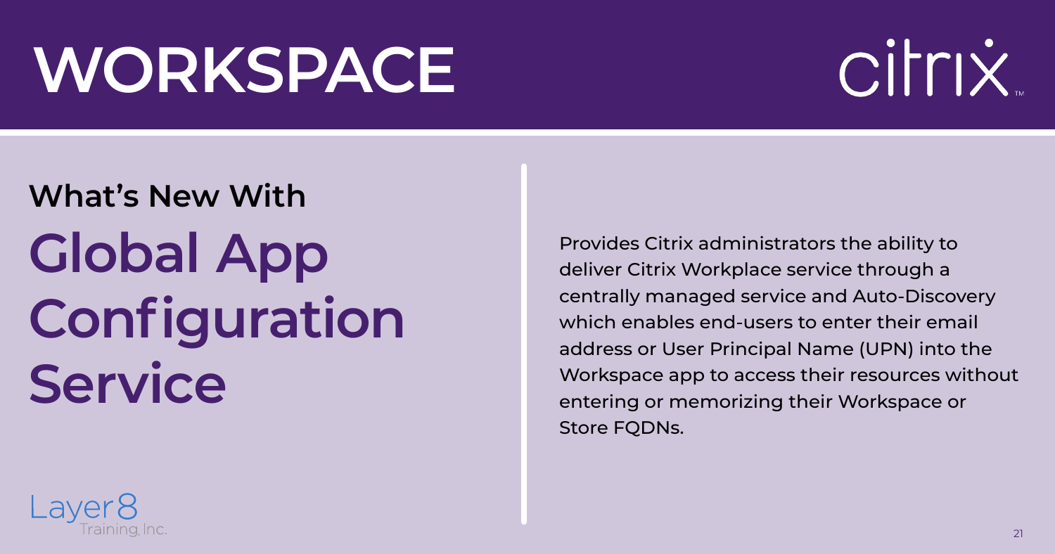# WORKSPACE

citrix

**What's New With**

## Global App Configuration Service

Provides Citrix administrators the ability to deliver Citrix Workplace service through a centrally managed service and Auto-Discovery which enables end-users to enter their email address or User Principal Name (UPN) into the Workspace app to access their resources without entering or memorizing their Workspace or Store FQDNs.

Layer8 Training, Inc.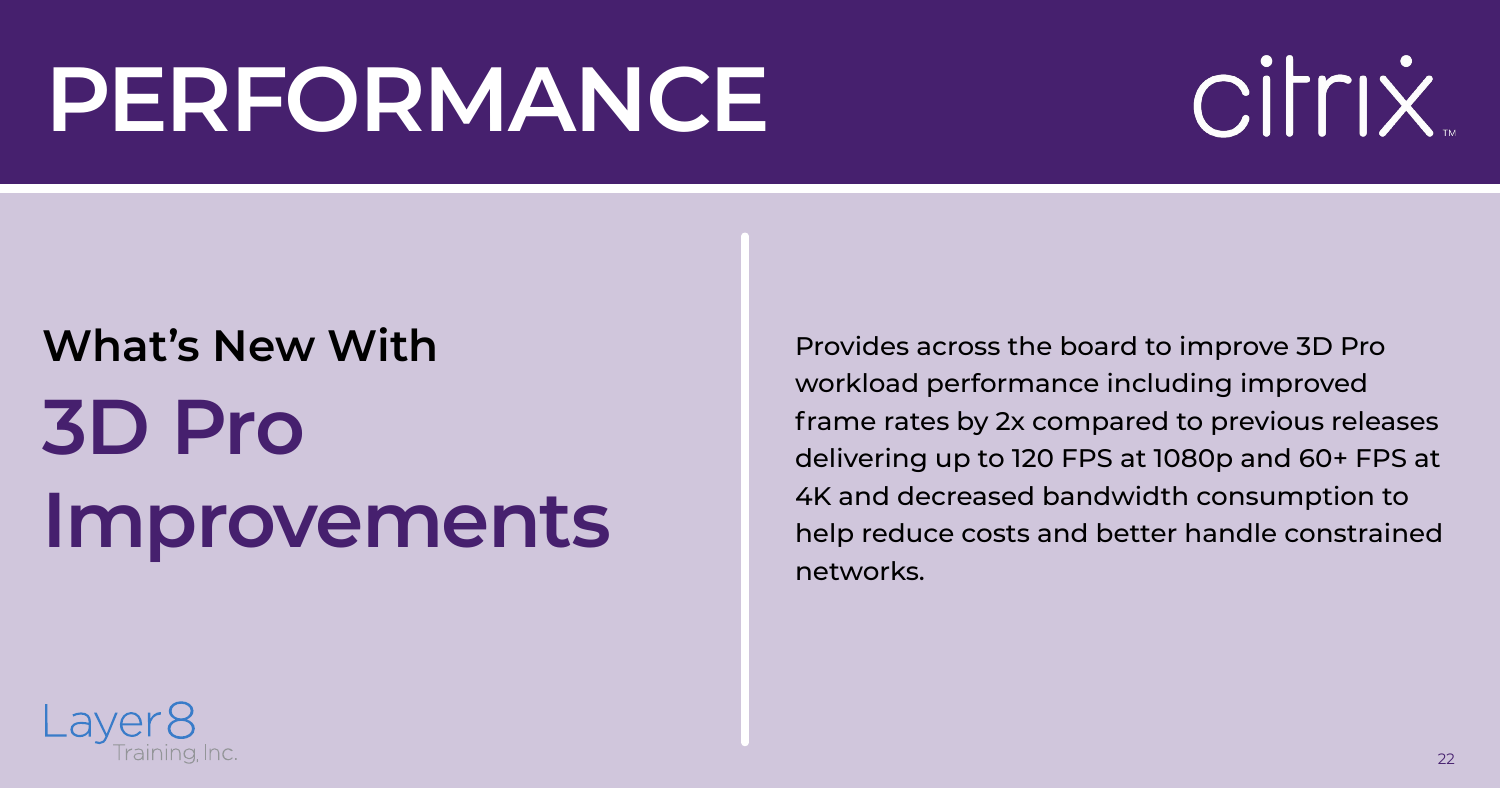# PERFORMANCE

citrix

## What's New With

## 3D Pro Improvements

Provides across the board to improve 3D Pro workload performance including improved frame rates by 2x compared to previous releases delivering up to 120 FPS at 1080p and 60+ FPS at 4K and decreased bandwidth consumption to help reduce costs and better handle constrained networks.

Layer8 Training, Inc.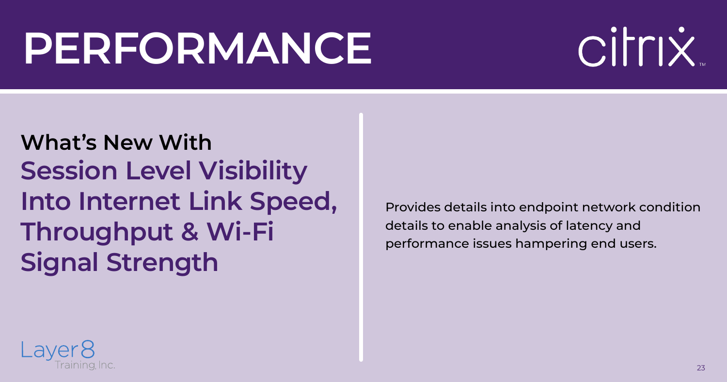# PERFORMANCE

citrix

**What's New With**

## Session Level Visibility Into Internet Link Speed, Throughput & Wi-Fi Signal Strength

Provides details into endpoint network condition details to enable analysis of latency and performance issues hampering end users.

Layer8 Training, Inc.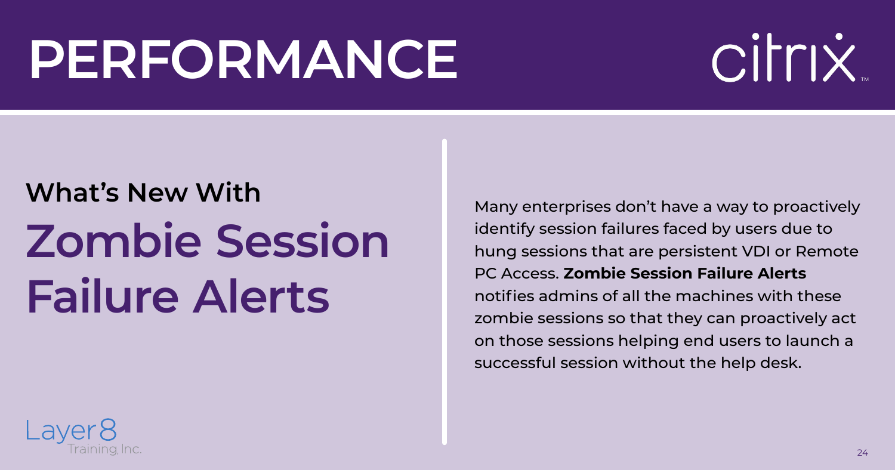# PERFORMANCE

citrix

### What's New With

## Zombie Session Failure Alerts

Many enterprises don't have a way to proactively identify session failures faced by users due to hung sessions that are persistent VDI or Remote PC Access. **Zombie Session Failure Alerts** notifies admins of all the machines with these zombie sessions so that they can proactively act on those sessions helping end users to launch a successful session without the help desk.

Layer8 Training, Inc.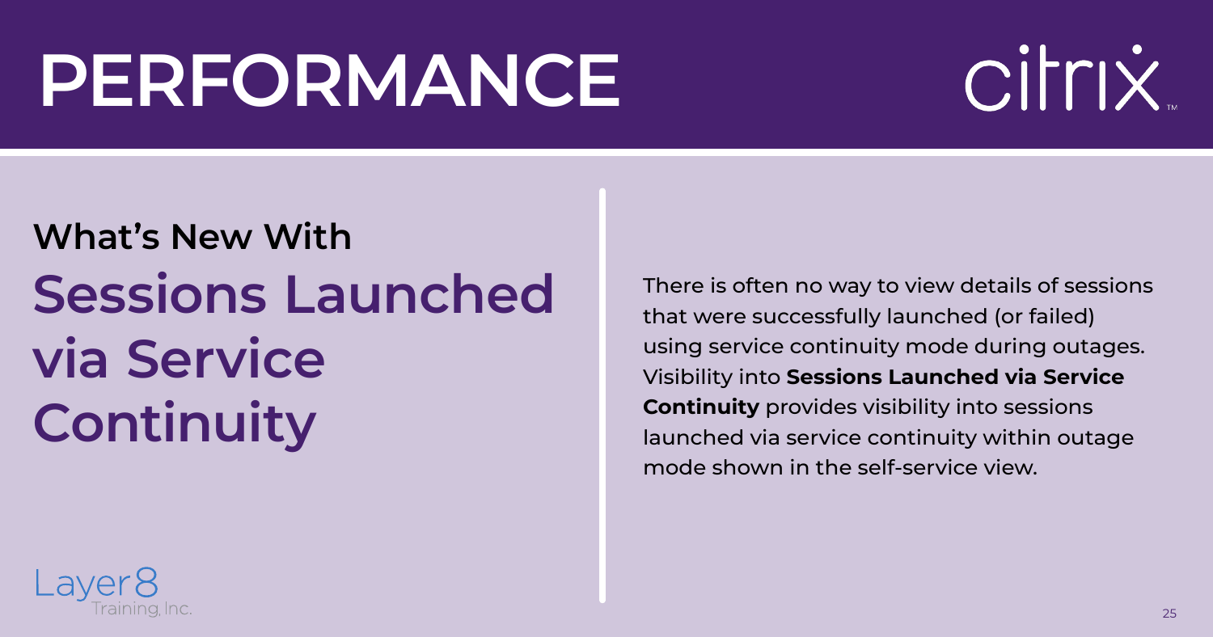# PERFORMANCE

citrix

## What's New With

## Sessions Launched via Service Continuity

There is often no way to view details of sessions that were successfully launched (or failed) using service continuity mode during outages. Visibility into **Sessions Launched via Service Continuity** provides visibility into sessions launched via service continuity within outage mode shown in the self-service view.

Layer8 Training, Inc.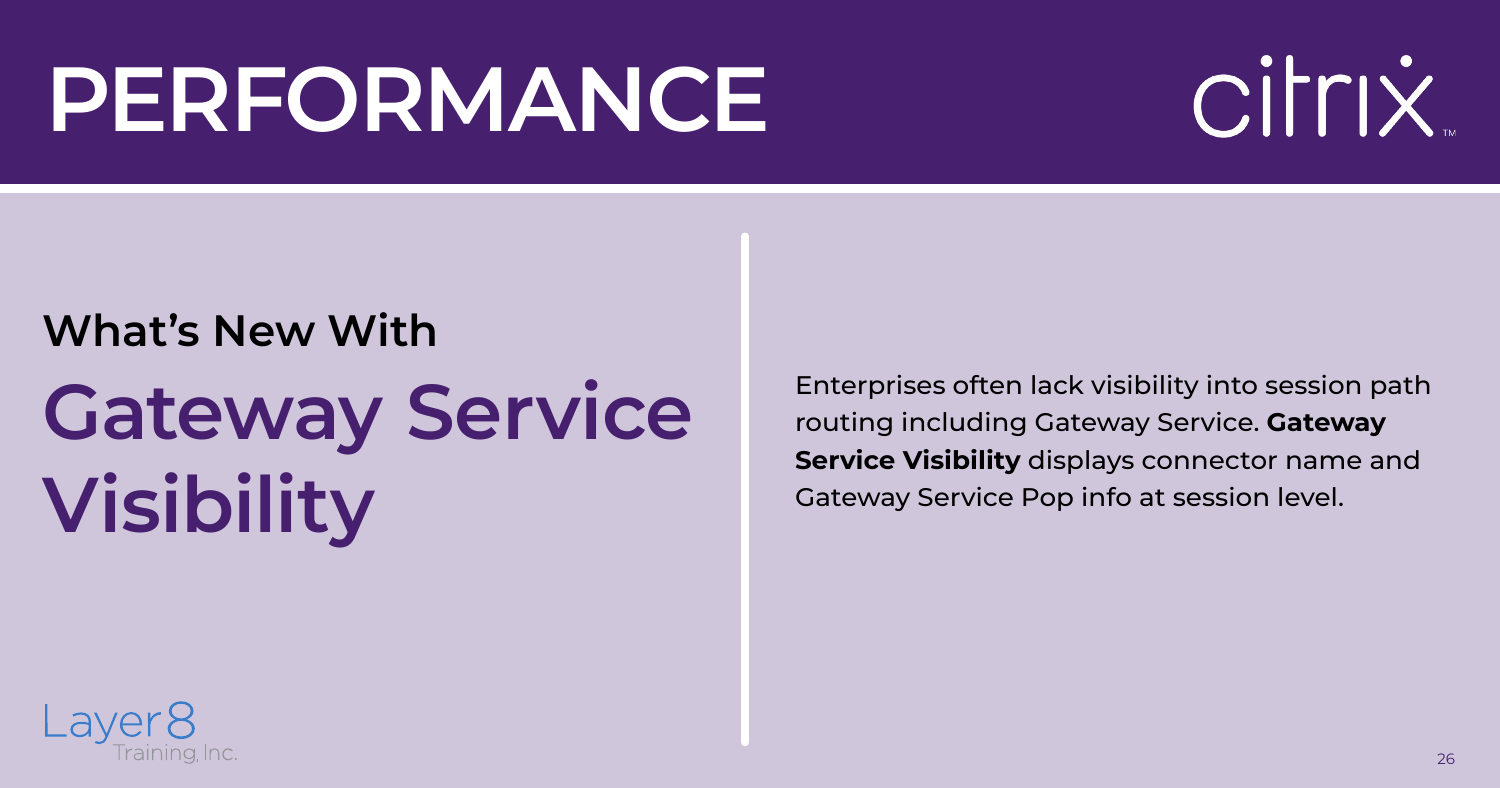# PERFORMANCE

citrix

## What's New With

# Gateway Service Visibility

Enterprises often lack visibility into session path routing including Gateway Service. **Gateway Service Visibility** displays connector name and Gateway Service Pop info at session level.

Layer8 Training, Inc.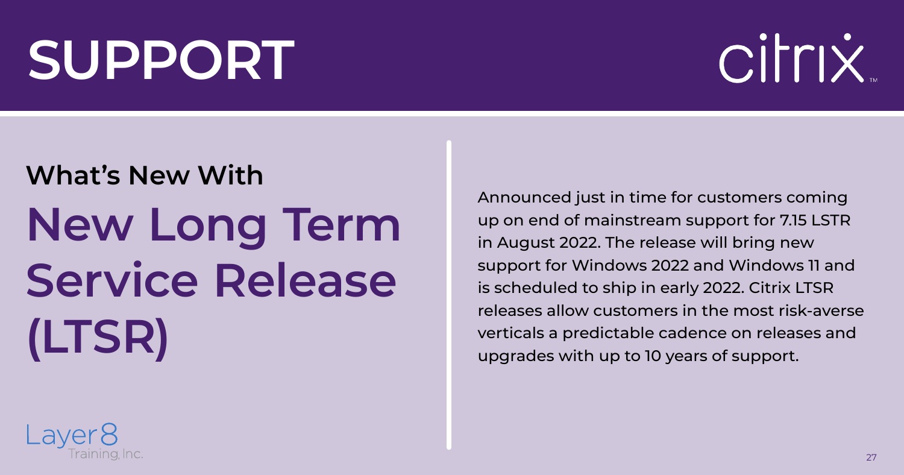# SUPPORT

citrix

## What's New With

# New Long Term Service Release (LTSR)

Announced just in time for customers coming up on end of mainstream support for 7.15 LSTR in August 2022. The release will bring new support for Windows 2022 and Windows 11 and is scheduled to ship in early 2022. Citrix LTSR releases allow customers in the most risk-averse verticals a predictable cadence on releases and upgrades with up to 10 years of support.

Layer8 Training, Inc.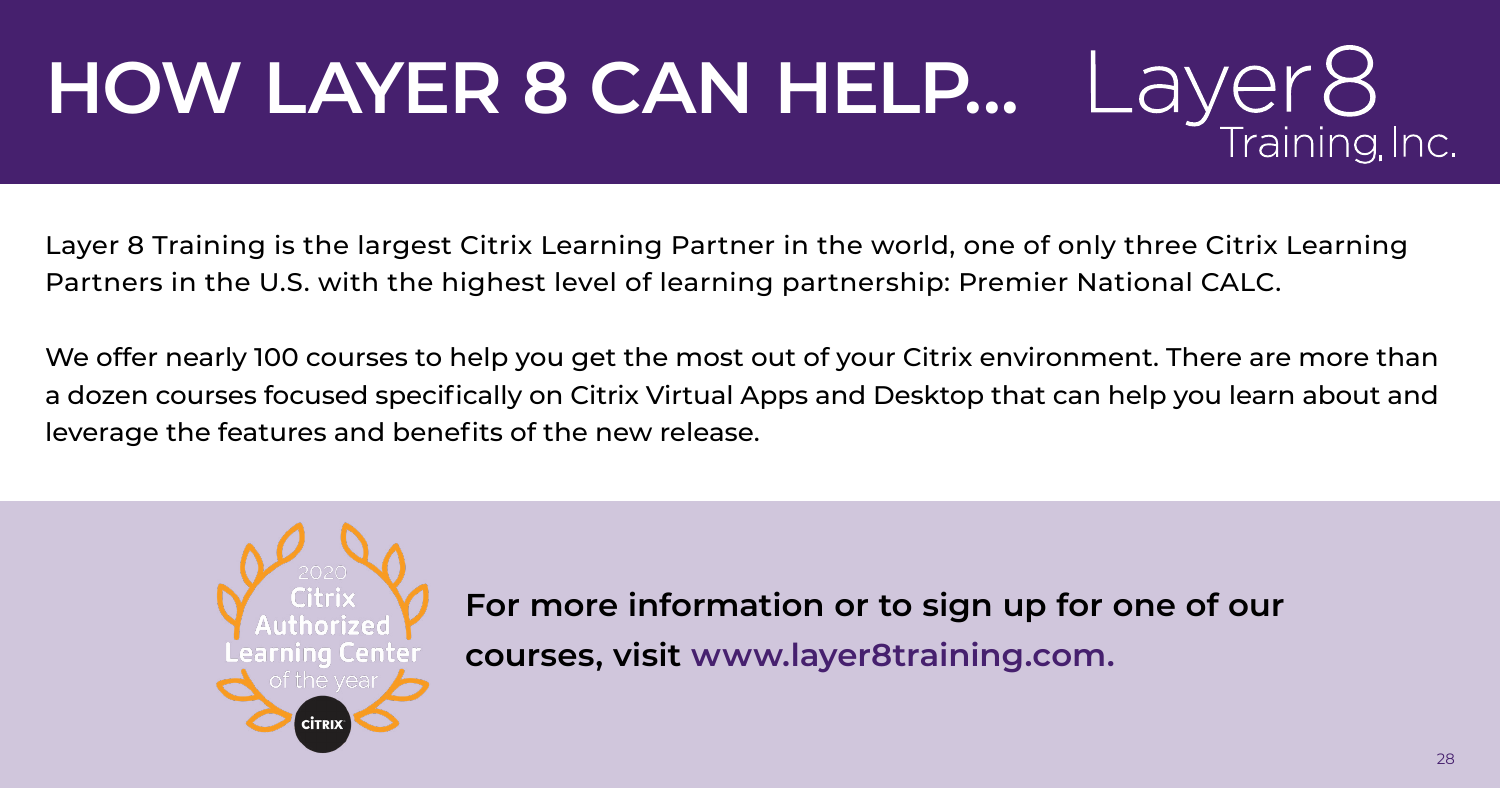# HOW LAYER 8 CAN HELP...

Layer 8 Training, Inc.

Layer 8 Training is the largest Citrix Learning Partner in the world, one of only three Citrix Learning Partners in the U.S. with the highest level of learning partnership: Premier National CALC.

We offer nearly 100 courses to help you get the most out of your Citrix environment. There are more than a dozen courses focused specifically on Citrix Virtual Apps and Desktop that can help you learn about and leverage the features and benefits of the new release.

2020 Citrix Authorized Learning Center of the year

**For more information or to sign up for one of our courses, visit www.layer8training.com.**